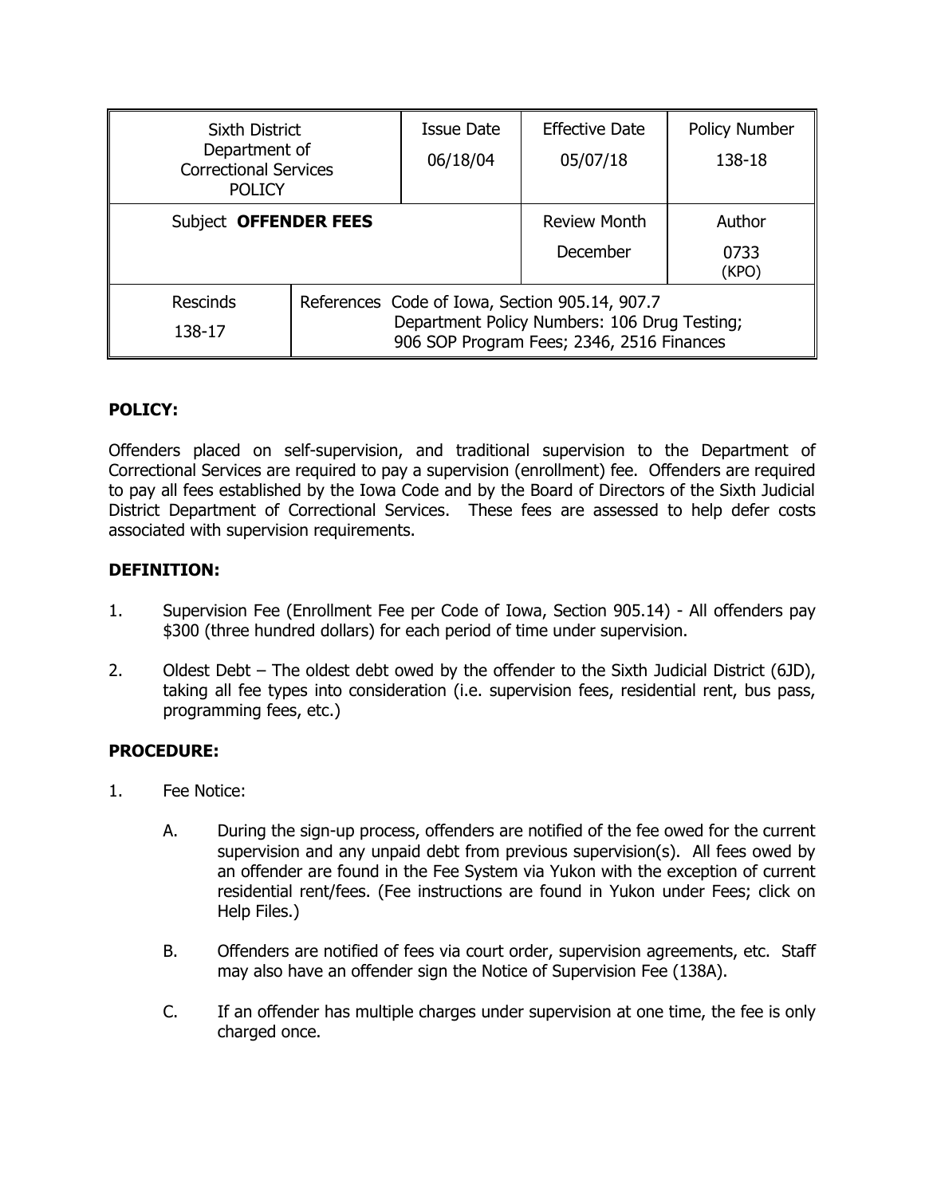| Sixth District Department of Correctional Services POLICY | | Issue Date 06/18/04 | Effective Date 05/07/18 | Policy Number 138-18 |
|---|---|---|---|---|
| Subject **OFFENDER FEES** | | | Review Month December | Author 0733 (KPO) |
| Rescinds 138-17 | References Code of Iowa, Section 905.14, 907.7 Department Policy Numbers: 106 Drug Testing; 906 SOP Program Fees; 2346, 2516 Finances | | | |

**POLICY:**

Offenders placed on self-supervision, and traditional supervision to the Department of Correctional Services are required to pay a supervision (enrollment) fee. Offenders are required to pay all fees established by the Iowa Code and by the Board of Directors of the Sixth Judicial District Department of Correctional Services. These fees are assessed to help defer costs associated with supervision requirements.

**DEFINITION:**

1. Supervision Fee (Enrollment Fee per Code of Iowa, Section 905.14) - All offenders pay $300 (three hundred dollars) for each period of time under supervision.

2. Oldest Debt – The oldest debt owed by the offender to the Sixth Judicial District (6JD), taking all fee types into consideration (i.e. supervision fees, residential rent, bus pass, programming fees, etc.)

**PROCEDURE:**

1. Fee Notice:

   A. During the sign-up process, offenders are notified of the fee owed for the current supervision and any unpaid debt from previous supervision(s). All fees owed by an offender are found in the Fee System via Yukon with the exception of current residential rent/fees. (Fee instructions are found in Yukon under Fees; click on Help Files.)

   B. Offenders are notified of fees via court order, supervision agreements, etc. Staff may also have an offender sign the Notice of Supervision Fee (138A).

   C. If an offender has multiple charges under supervision at one time, the fee is only charged once.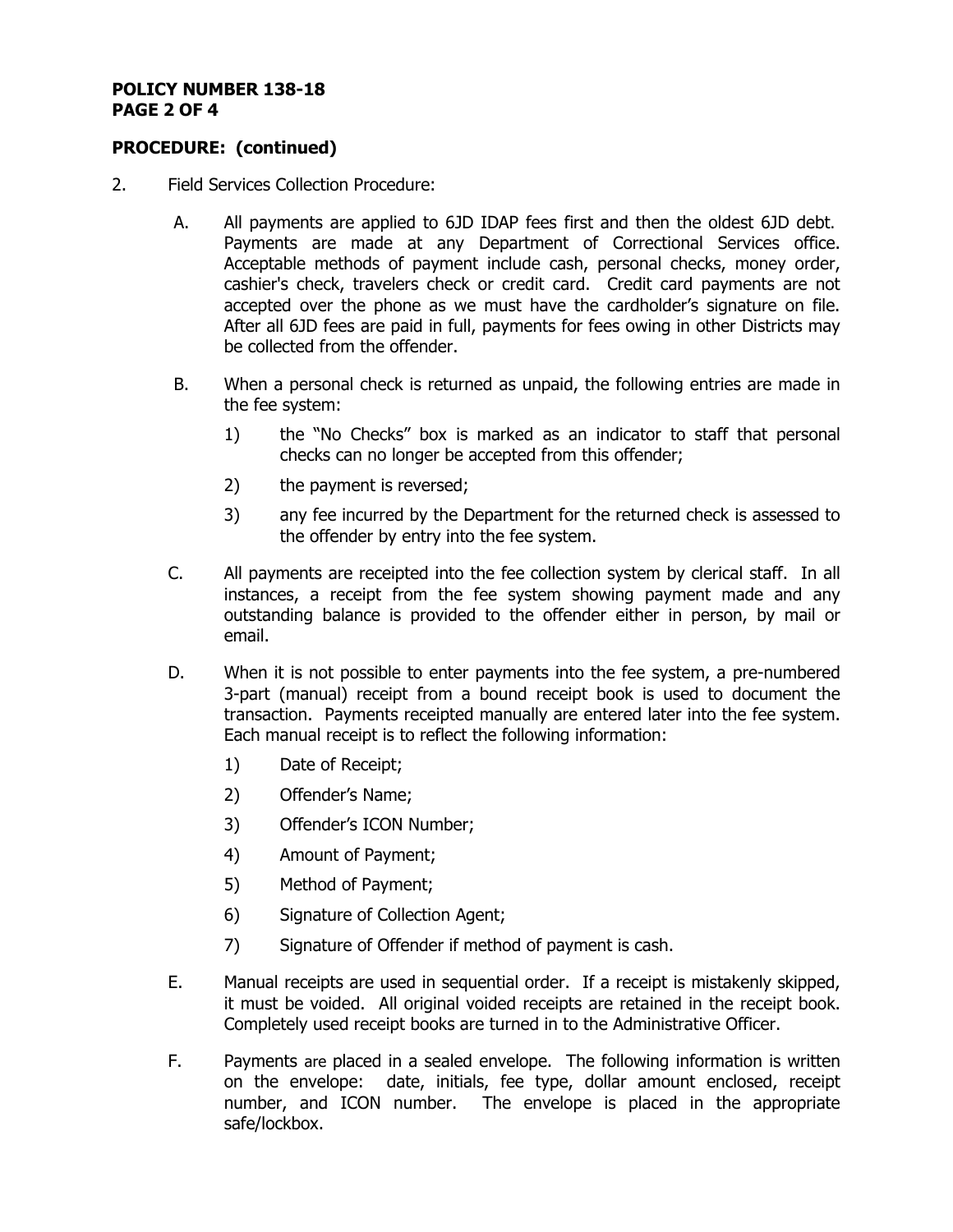**PROCEDURE: (continued)**

2. Field Services Collection Procedure:

   A. All payments are applied to 6JD IDAP fees first and then the oldest 6JD debt. Payments are made at any Department of Correctional Services office. Acceptable methods of payment include cash, personal checks, money order, cashier's check, travelers check or credit card. Credit card payments are not accepted over the phone as we must have the cardholder's signature on file. After all 6JD fees are paid in full, payments for fees owing in other Districts may be collected from the offender.

   B. When a personal check is returned as unpaid, the following entries are made in the fee system:

      1) the "No Checks" box is marked as an indicator to staff that personal checks can no longer be accepted from this offender;

      2) the payment is reversed;

      3) any fee incurred by the Department for the returned check is assessed to the offender by entry into the fee system.

   C. All payments are receipted into the fee collection system by clerical staff. In all instances, a receipt from the fee system showing payment made and any outstanding balance is provided to the offender either in person, by mail or email.

   D. When it is not possible to enter payments into the fee system, a pre-numbered 3-part (manual) receipt from a bound receipt book is used to document the transaction. Payments receipted manually are entered later into the fee system. Each manual receipt is to reflect the following information:

      1) Date of Receipt;

      2) Offender's Name;

      3) Offender's ICON Number;

      4) Amount of Payment;

      5) Method of Payment;

      6) Signature of Collection Agent;

      7) Signature of Offender if method of payment is cash.

   E. Manual receipts are used in sequential order. If a receipt is mistakenly skipped, it must be voided. All original voided receipts are retained in the receipt book. Completely used receipt books are turned in to the Administrative Officer.

   F. Payments are placed in a sealed envelope. The following information is written on the envelope: date, initials, fee type, dollar amount enclosed, receipt number, and ICON number. The envelope is placed in the appropriate safe/lockbox.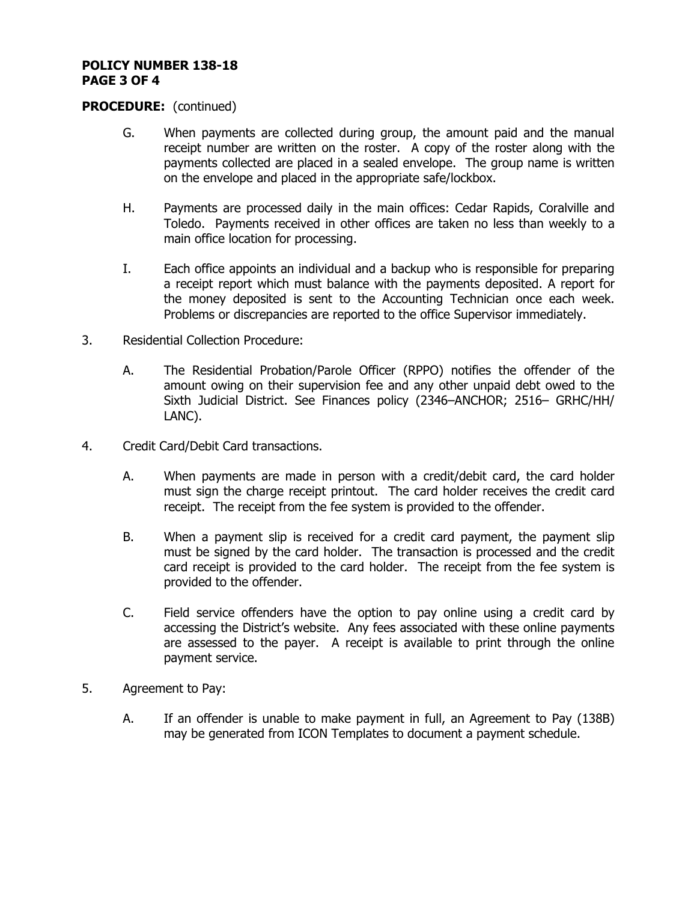**PROCEDURE:** (continued)

G. When payments are collected during group, the amount paid and the manual receipt number are written on the roster. A copy of the roster along with the payments collected are placed in a sealed envelope. The group name is written on the envelope and placed in the appropriate safe/lockbox.

H. Payments are processed daily in the main offices: Cedar Rapids, Coralville and Toledo. Payments received in other offices are taken no less than weekly to a main office location for processing.

I. Each office appoints an individual and a backup who is responsible for preparing a receipt report which must balance with the payments deposited. A report for the money deposited is sent to the Accounting Technician once each week. Problems or discrepancies are reported to the office Supervisor immediately.

3. Residential Collection Procedure:

   A. The Residential Probation/Parole Officer (RPPO) notifies the offender of the amount owing on their supervision fee and any other unpaid debt owed to the Sixth Judicial District. See Finances policy (2346–ANCHOR; 2516– GRHC/HH/ LANC).

4. Credit Card/Debit Card transactions.

   A. When payments are made in person with a credit/debit card, the card holder must sign the charge receipt printout. The card holder receives the credit card receipt. The receipt from the fee system is provided to the offender.

   B. When a payment slip is received for a credit card payment, the payment slip must be signed by the card holder. The transaction is processed and the credit card receipt is provided to the card holder. The receipt from the fee system is provided to the offender.

   C. Field service offenders have the option to pay online using a credit card by accessing the District's website. Any fees associated with these online payments are assessed to the payer. A receipt is available to print through the online payment service.

5. Agreement to Pay:

   A. If an offender is unable to make payment in full, an Agreement to Pay (138B) may be generated from ICON Templates to document a payment schedule.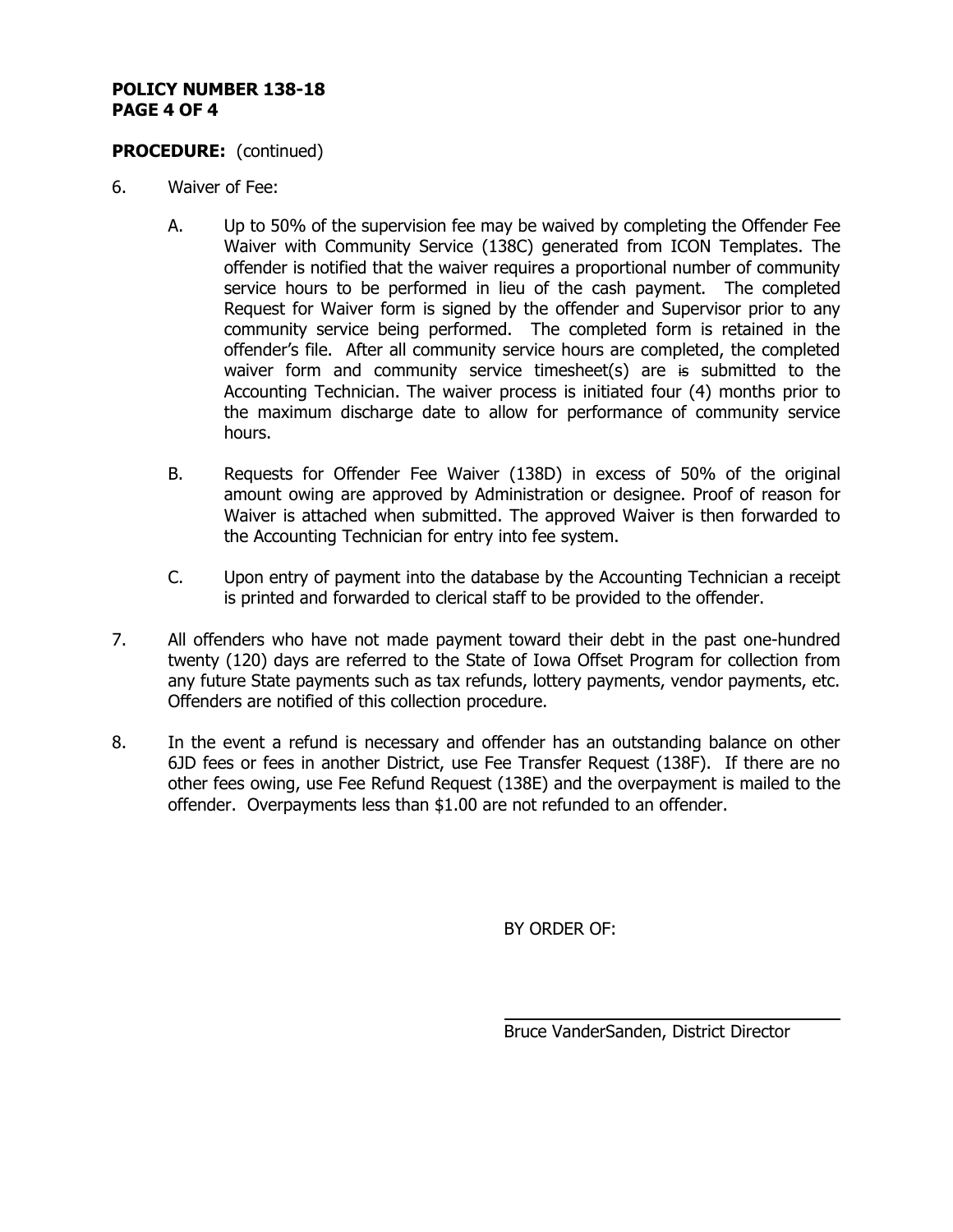**PROCEDURE:** (continued)

6. Waiver of Fee:

   A. Up to 50% of the supervision fee may be waived by completing the Offender Fee Waiver with Community Service (138C) generated from ICON Templates. The offender is notified that the waiver requires a proportional number of community service hours to be performed in lieu of the cash payment. The completed Request for Waiver form is signed by the offender and Supervisor prior to any community service being performed. The completed form is retained in the offender's file. After all community service hours are completed, the completed waiver form and community service timesheet(s) are ~~is~~ submitted to the Accounting Technician. The waiver process is initiated four (4) months prior to the maximum discharge date to allow for performance of community service hours.

   B. Requests for Offender Fee Waiver (138D) in excess of 50% of the original amount owing are approved by Administration or designee. Proof of reason for Waiver is attached when submitted. The approved Waiver is then forwarded to the Accounting Technician for entry into fee system.

   C. Upon entry of payment into the database by the Accounting Technician a receipt is printed and forwarded to clerical staff to be provided to the offender.

7. All offenders who have not made payment toward their debt in the past one-hundred twenty (120) days are referred to the State of Iowa Offset Program for collection from any future State payments such as tax refunds, lottery payments, vendor payments, etc. Offenders are notified of this collection procedure.

8. In the event a refund is necessary and offender has an outstanding balance on other 6JD fees or fees in another District, use Fee Transfer Request (138F). If there are no other fees owing, use Fee Refund Request (138E) and the overpayment is mailed to the offender. Overpayments less than $1.00 are not refunded to an offender.

BY ORDER OF:

Bruce VanderSanden, District Director